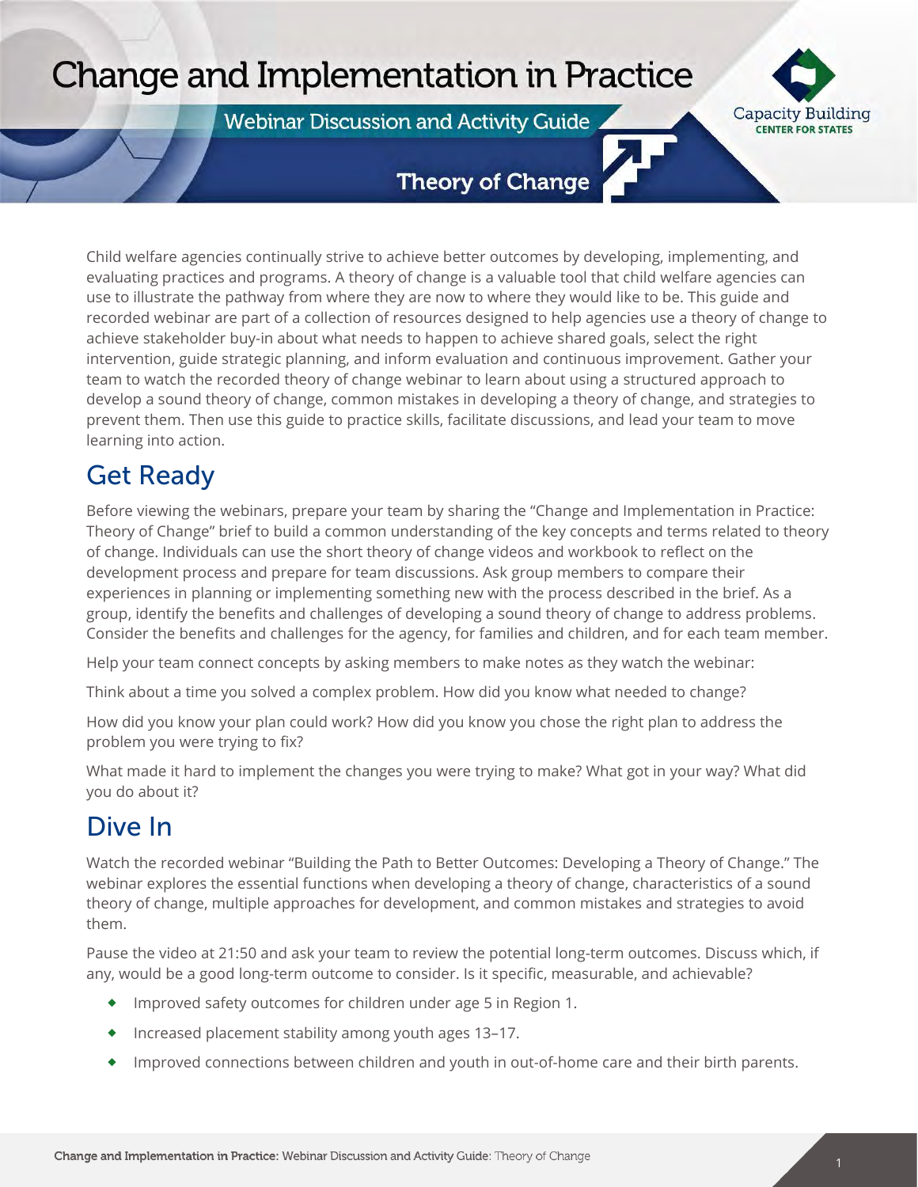# Change and Implementation in Practice

Webinar Discussion and Activity Guide

## Theory of Change

Child welfare agencies continually strive to achieve better outcomes by developing, implementing, and evaluating practices and programs. A theory of change is a valuable tool that child welfare agencies can use to illustrate the pathway from where they are now to where they would like to be. This guide and recorded webinar are part of a collection of resources designed to help agencies use a theory of change to achieve stakeholder buy-in about what needs to happen to achieve shared goals, select the right intervention, guide strategic planning, and inform evaluation and continuous improvement. Gather your team to watch the recorded theory of change webinar to learn about using a structured approach to develop a sound theory of change, common mistakes in developing a theory of change, and strategies to prevent them. Then use this guide to practice skills, facilitate discussions, and lead your team to move learning into action.

## Get Ready

Before viewing the webinars, prepare your team by sharing the "Change and Implementation in Practice: Theory of Change" brief to build a common understanding of the key concepts and terms related to theory of change. Individuals can use the short theory of change videos and workbook to reflect on the development process and prepare for team discussions. Ask group members to compare their experiences in planning or implementing something new with the process described in the brief. As a group, identify the benefits and challenges of developing a sound theory of change to address problems. Consider the benefits and challenges for the agency, for families and children, and for each team member.

Help your team connect concepts by asking members to make notes as they watch the webinar:

Think about a time you solved a complex problem. How did you know what needed to change?

How did you know your plan could work? How did you know you chose the right plan to address the problem you were trying to fix?

What made it hard to implement the changes you were trying to make? What got in your way? What did you do about it?

## Dive In

Watch the recorded webinar "Building the Path to Better Outcomes: Developing a Theory of Change." The webinar explores the essential functions when developing a theory of change, characteristics of a sound theory of change, multiple approaches for development, and common mistakes and strategies to avoid them.

Pause the video at 21:50 and ask your team to review the potential long-term outcomes. Discuss which, if any, would be a good long-term outcome to consider. Is it specific, measurable, and achievable?

- Improved safety outcomes for children under age 5 in Region 1.
- Increased placement stability among youth ages 13–17.
- Improved connections between children and youth in out-of-home care and their birth parents.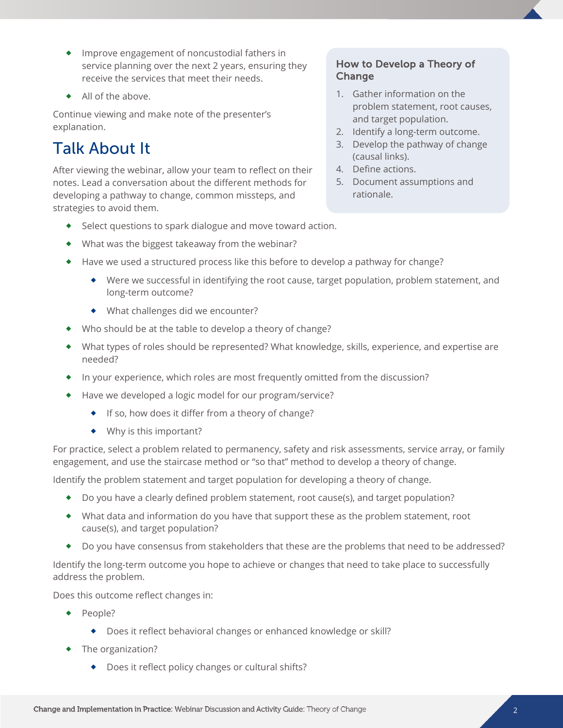- Improve engagement of noncustodial fathers in service planning over the next 2 years, ensuring they receive the services that meet their needs.
- All of the above.

Continue viewing and make note of the presenter's explanation.

## Talk About It

After viewing the webinar, allow your team to reflect on their notes. Lead a conversation about the different methods for developing a pathway to change, common missteps, and strategies to avoid them.

### How to Develop a Theory of Change

1. Gather information on the problem statement, root causes, and target population.
2. Identify a long-term outcome.
3. Develop the pathway of change (causal links).
4. Define actions.
5. Document assumptions and rationale.

- Select questions to spark dialogue and move toward action.
- What was the biggest takeaway from the webinar?
- Have we used a structured process like this before to develop a pathway for change?
    - Were we successful in identifying the root cause, target population, problem statement, and long-term outcome?
    - What challenges did we encounter?
- Who should be at the table to develop a theory of change?
- What types of roles should be represented? What knowledge, skills, experience, and expertise are needed?
- In your experience, which roles are most frequently omitted from the discussion?
- Have we developed a logic model for our program/service?
    - If so, how does it differ from a theory of change?
    - Why is this important?

For practice, select a problem related to permanency, safety and risk assessments, service array, or family engagement, and use the staircase method or "so that" method to develop a theory of change.

Identify the problem statement and target population for developing a theory of change.

- Do you have a clearly defined problem statement, root cause(s), and target population?
- What data and information do you have that support these as the problem statement, root cause(s), and target population?
- Do you have consensus from stakeholders that these are the problems that need to be addressed?

Identify the long-term outcome you hope to achieve or changes that need to take place to successfully address the problem.

Does this outcome reflect changes in:

- People?
    - Does it reflect behavioral changes or enhanced knowledge or skill?
- The organization?
    - Does it reflect policy changes or cultural shifts?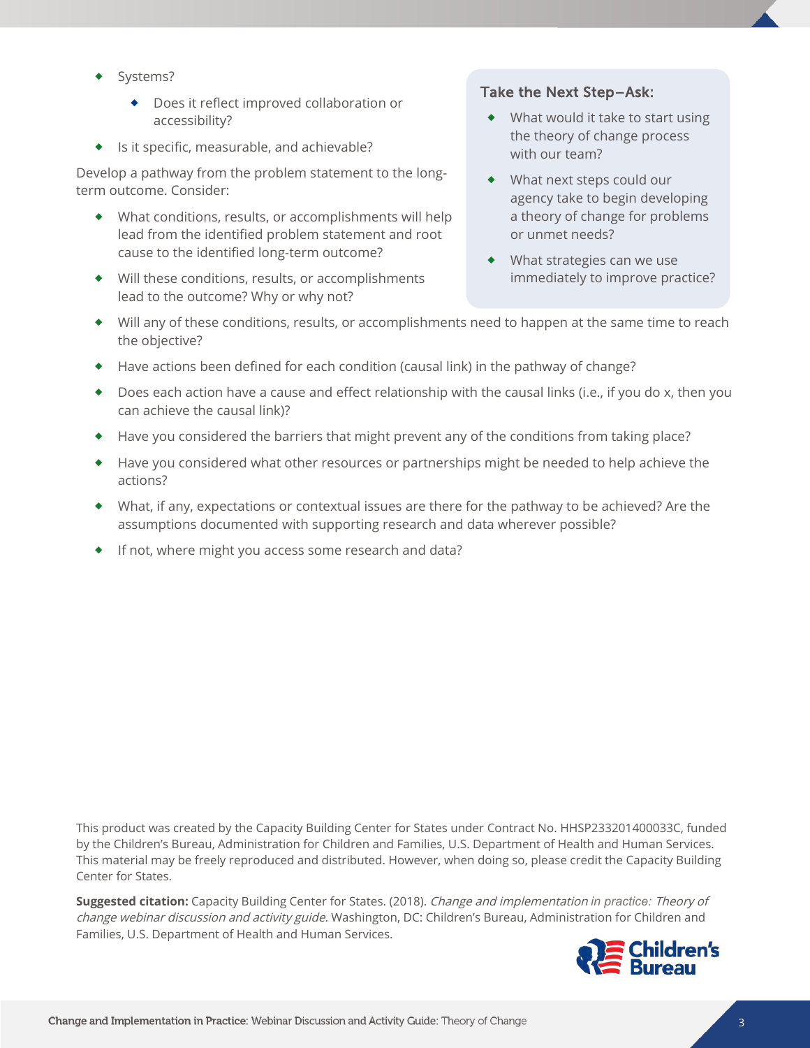- Systems?
  - Does it reflect improved collaboration or accessibility?
- Is it specific, measurable, and achievable?

Develop a pathway from the problem statement to the long-term outcome. Consider:

- What conditions, results, or accomplishments will help lead from the identified problem statement and root cause to the identified long-term outcome?
- Will these conditions, results, or accomplishments lead to the outcome? Why or why not?
- Will any of these conditions, results, or accomplishments need to happen at the same time to reach the objective?
- Have actions been defined for each condition (causal link) in the pathway of change?
- Does each action have a cause and effect relationship with the causal links (i.e., if you do x, then you can achieve the causal link)?
- Have you considered the barriers that might prevent any of the conditions from taking place?
- Have you considered what other resources or partnerships might be needed to help achieve the actions?
- What, if any, expectations or contextual issues are there for the pathway to be achieved? Are the assumptions documented with supporting research and data wherever possible?
- If not, where might you access some research and data?

### Take the Next Step—Ask:

- What would it take to start using the theory of change process with our team?
- What next steps could our agency take to begin developing a theory of change for problems or unmet needs?
- What strategies can we use immediately to improve practice?

This product was created by the Capacity Building Center for States under Contract No. HHSP233201400033C, funded by the Children's Bureau, Administration for Children and Families, U.S. Department of Health and Human Services. This material may be freely reproduced and distributed. However, when doing so, please credit the Capacity Building Center for States.

**Suggested citation:** Capacity Building Center for States. (2018). *Change and implementation in practice: Theory of change webinar discussion and activity guide.* Washington, DC: Children's Bureau, Administration for Children and Families, U.S. Department of Health and Human Services.

Children's Bureau